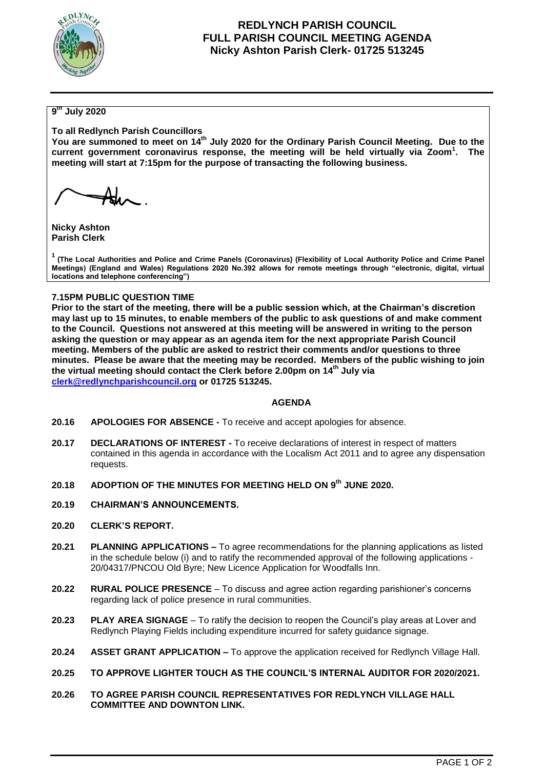# REDLYNCH PARISH COUNCIL
## FULL PARISH COUNCIL MEETING AGENDA
### Nicky Ashton Parish Clerk- 01725 513245

**9th July 2020**

**To all Redlynch Parish Councillors**
**You are summoned to meet on 14th July 2020 for the Ordinary Parish Council Meeting. Due to the current government coronavirus response, the meeting will be held virtually via Zoom[1]. The meeting will start at 7:15pm for the purpose of transacting the following business.**

**Nicky Ashton**
**Parish Clerk**

[1] **(The Local Authorities and Police and Crime Panels (Coronavirus) (Flexibility of Local Authority Police and Crime Panel Meetings) (England and Wales) Regulations 2020 No.392 allows for remote meetings through "electronic, digital, virtual locations and telephone conferencing")**

**7.15PM PUBLIC QUESTION TIME**
**Prior to the start of the meeting, there will be a public session which, at the Chairman's discretion may last up to 15 minutes, to enable members of the public to ask questions of and make comment to the Council. Questions not answered at this meeting will be answered in writing to the person asking the question or may appear as an agenda item for the next appropriate Parish Council meeting. Members of the public are asked to restrict their comments and/or questions to three minutes. Please be aware that the meeting may be recorded. Members of the public wishing to join the virtual meeting should contact the Clerk before 2.00pm on 14th July via clerk@redlynchparishcouncil.org or 01725 513245.**

## AGENDA

**20.16 APOLOGIES FOR ABSENCE -** To receive and accept apologies for absence.

**20.17 DECLARATIONS OF INTEREST -** To receive declarations of interest in respect of matters contained in this agenda in accordance with the Localism Act 2011 and to agree any dispensation requests.

**20.18 ADOPTION OF THE MINUTES FOR MEETING HELD ON 9th JUNE 2020.**

**20.19 CHAIRMAN'S ANNOUNCEMENTS.**

**20.20 CLERK'S REPORT.**

**20.21 PLANNING APPLICATIONS –** To agree recommendations for the planning applications as listed in the schedule below (i) and to ratify the recommended approval of the following applications - 20/04317/PNCOU Old Byre; New Licence Application for Woodfalls Inn.

**20.22 RURAL POLICE PRESENCE** – To discuss and agree action regarding parishioner's concerns regarding lack of police presence in rural communities.

**20.23 PLAY AREA SIGNAGE** – To ratify the decision to reopen the Council's play areas at Lover and Redlynch Playing Fields including expenditure incurred for safety guidance signage.

**20.24 ASSET GRANT APPLICATION –** To approve the application received for Redlynch Village Hall.

**20.25 TO APPROVE LIGHTER TOUCH AS THE COUNCIL'S INTERNAL AUDITOR FOR 2020/2021.**

**20.26 TO AGREE PARISH COUNCIL REPRESENTATIVES FOR REDLYNCH VILLAGE HALL COMMITTEE AND DOWNTON LINK.**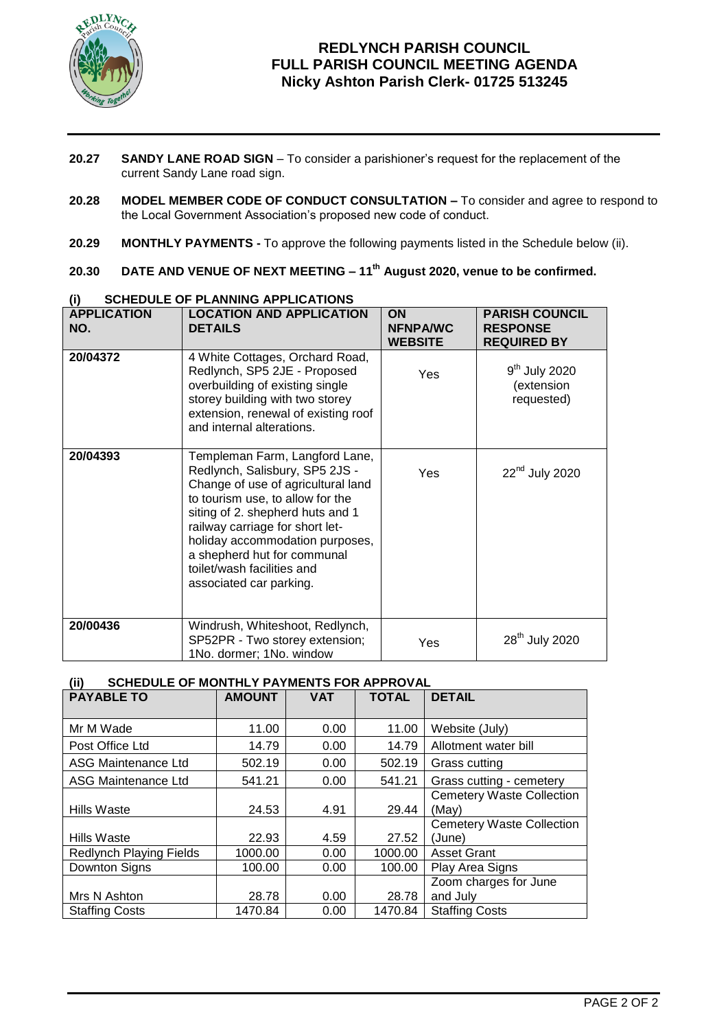**REDLYNCH PARISH COUNCIL**
**FULL PARISH COUNCIL MEETING AGENDA**
**Nicky Ashton Parish Clerk- 01725 513245**

**20.27 SANDY LANE ROAD SIGN** – To consider a parishioner's request for the replacement of the current Sandy Lane road sign.

**20.28 MODEL MEMBER CODE OF CONDUCT CONSULTATION –** To consider and agree to respond to the Local Government Association's proposed new code of conduct.

**20.29 MONTHLY PAYMENTS -** To approve the following payments listed in the Schedule below (ii).

**20.30 DATE AND VENUE OF NEXT MEETING – 11th August 2020, venue to be confirmed.**

**(i) SCHEDULE OF PLANNING APPLICATIONS**

| APPLICATION NO. | LOCATION AND APPLICATION DETAILS | ON NFNPA/WC WEBSITE | PARISH COUNCIL RESPONSE REQUIRED BY |
|---|---|---|---|
| **20/04372** | 4 White Cottages, Orchard Road, Redlynch, SP5 2JE - Proposed overbuilding of existing single storey building with two storey extension, renewal of existing roof and internal alterations. | Yes | 9th July 2020 (extension requested) |
| **20/04393** | Templeman Farm, Langford Lane, Redlynch, Salisbury, SP5 2JS - Change of use of agricultural land to tourism use, to allow for the siting of 2. shepherd huts and 1 railway carriage for short let-holiday accommodation purposes, a shepherd hut for communal toilet/wash facilities and associated car parking. | Yes | 22nd July 2020 |
| **20/00436** | Windrush, Whiteshoot, Redlynch, SP52PR - Two storey extension; 1No. dormer; 1No. window | Yes | 28th July 2020 |

**(ii) SCHEDULE OF MONTHLY PAYMENTS FOR APPROVAL**

| PAYABLE TO | AMOUNT | VAT | TOTAL | DETAIL |
|---|---|---|---|---|
| Mr M Wade | 11.00 | 0.00 | 11.00 | Website (July) |
| Post Office Ltd | 14.79 | 0.00 | 14.79 | Allotment water bill |
| ASG Maintenance Ltd | 502.19 | 0.00 | 502.19 | Grass cutting |
| ASG Maintenance Ltd | 541.21 | 0.00 | 541.21 | Grass cutting - cemetery |
| Hills Waste | 24.53 | 4.91 | 29.44 | Cemetery Waste Collection (May) |
| Hills Waste | 22.93 | 4.59 | 27.52 | Cemetery Waste Collection (June) |
| Redlynch Playing Fields | 1000.00 | 0.00 | 1000.00 | Asset Grant |
| Downton Signs | 100.00 | 0.00 | 100.00 | Play Area Signs |
| Mrs N Ashton | 28.78 | 0.00 | 28.78 | Zoom charges for June and July |
| Staffing Costs | 1470.84 | 0.00 | 1470.84 | Staffing Costs |